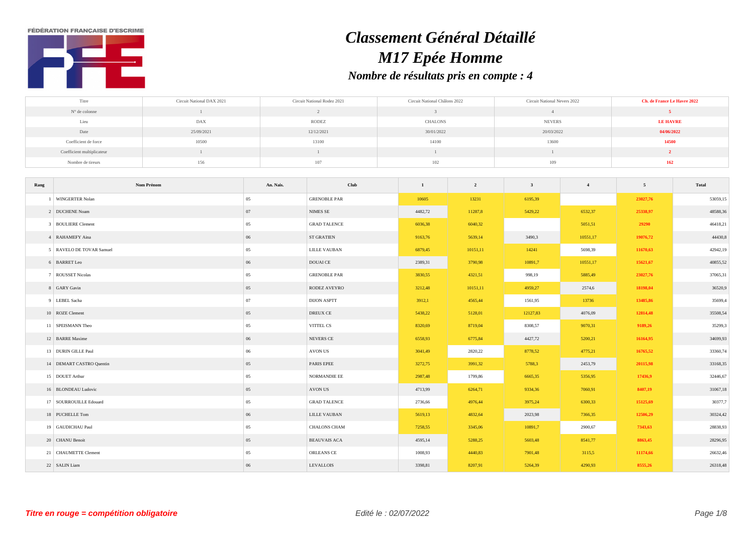FÉDÉRATION FRANÇAISE D'ESCRIME

# *Classement Général Détaillé*
# *M17 Epée Homme*
### *Nombre de résultats pris en compte : 4*

| Titre | Circuit National DAX 2021 | Circuit National Rodez 2021 | Circuit National Châlons 2022 | Circuit National Nevers 2022 | **Ch. de France Le Havre 2022** |
|---|---|---|---|---|---|
| N° de colonne | 1 | 2 | 3 | 4 | **5** |
| Lieu | DAX | RODEZ | CHALONS | NEVERS | **LE HAVRE** |
| Date | 25/09/2021 | 12/12/2021 | 30/01/2022 | 20/03/2022 | **04/06/2022** |
| Coefficient de force | 10500 | 13100 | 14100 | 13600 | **14500** |
| Coefficient multiplicateur | 1 | 1 | 1 | 1 | **2** |
| Nombre de tireurs | 156 | 107 | 102 | 109 | **162** |

| Rang | Nom Prénom | An. Nais. | Club | 1 | 2 | 3 | 4 | 5 | Total |
|---|---|---|---|---|---|---|---|---|---|
| 1 | WINGERTER Nolan | 05 | GRENOBLE PAR | 10605 | 13231 | 6195,39 | | **23027,76** | 53059,15 |
| 2 | DUCHENE Noam | 07 | NIMES SE | 4482,72 | 11287,8 | 5429,22 | 6532,37 | **25338,97** | 48588,36 |
| 3 | BOULIERE Clement | 05 | GRAD TALENCE | 6036,38 | 6040,32 | | 5051,51 | **29290** | 46418,21 |
| 4 | RAHAMEFY Aina | 06 | ST GRATIEN | 9163,76 | 5639,14 | 3490,3 | 10551,17 | **19076,72** | 44430,8 |
| 5 | RAVELO DE TOVAR Samuel | 05 | LILLE VAUBAN | 6879,45 | 10151,11 | 14241 | 5698,39 | **11670,63** | 42942,19 |
| 6 | BARRET Leo | 06 | DOUAI CE | 2389,31 | 3790,98 | 10891,7 | 10551,17 | **15621,67** | 40855,52 |
| 7 | ROUSSET Nicolas | 05 | GRENOBLE PAR | 3830,55 | 4321,51 | 998,19 | 5885,49 | **23027,76** | 37065,31 |
| 8 | GARY Gavin | 05 | RODEZ AVEYRO | 3212,48 | 10151,11 | 4959,27 | 2574,6 | **18198,04** | 36520,9 |
| 9 | LEBEL Sacha | 07 | DIJON ASPTT | 3912,1 | 4565,44 | 1561,95 | 13736 | **13485,86** | 35699,4 |
| 10 | ROZE Clement | 05 | DREUX CE | 5438,22 | 5128,01 | 12127,83 | 4076,09 | **12814,48** | 35508,54 |
| 11 | SPEISMANN Theo | 05 | VITTEL CS | 8320,69 | 8719,04 | 8308,57 | 9070,31 | **9189,26** | 35299,3 |
| 12 | BARRE Maxime | 06 | NEVERS CE | 6558,93 | 6775,84 | 4427,72 | 5200,21 | **16164,95** | 34699,93 |
| 13 | DURIN GILLE Paul | 06 | AVON US | 3041,49 | 2820,22 | 8778,52 | 4775,21 | **16765,52** | 33360,74 |
| 14 | DEMART CASTRO Quentin | 05 | PARIS EPEE | 3272,75 | 3991,32 | 5788,3 | 2453,79 | **20115,98** | 33168,35 |
| 15 | DOUET Arthur | 05 | NORMANDIE EE | 2987,48 | 1799,86 | 6665,35 | 5356,95 | **17436,9** | 32446,67 |
| 16 | BLONDEAU Ludovic | 05 | AVON US | 4713,99 | 6264,71 | 9334,36 | 7060,91 | **8407,19** | 31067,18 |
| 17 | SOURROUILLE Edouard | 05 | GRAD TALENCE | 2736,66 | 4976,44 | 3975,24 | 6300,33 | **15125,69** | 30377,7 |
| 18 | PUCHELLE Tom | 06 | LILLE VAUBAN | 5619,13 | 4832,64 | 2023,98 | 7366,35 | **12506,29** | 30324,42 |
| 19 | GAUDICHAU Paul | 05 | CHALONS CHAM | 7258,55 | 3345,06 | 10891,7 | 2900,67 | **7343,63** | 28838,93 |
| 20 | CHANU Benoit | 05 | BEAUVAIS ACA | 4595,14 | 5288,25 | 5603,48 | 8541,77 | **8863,45** | 28296,95 |
| 21 | CHAUMETTE Clement | 05 | ORLEANS CE | 1008,93 | 4440,83 | 7901,48 | 3115,5 | **11174,66** | 26632,46 |
| 22 | SALIN Liam | 06 | LEVALLOIS | 3398,81 | 8207,91 | 5264,39 | 4290,93 | **8555,26** | 26318,48 |

***Titre en rouge = compétition obligatoire***

*Edité le : 02/07/2022*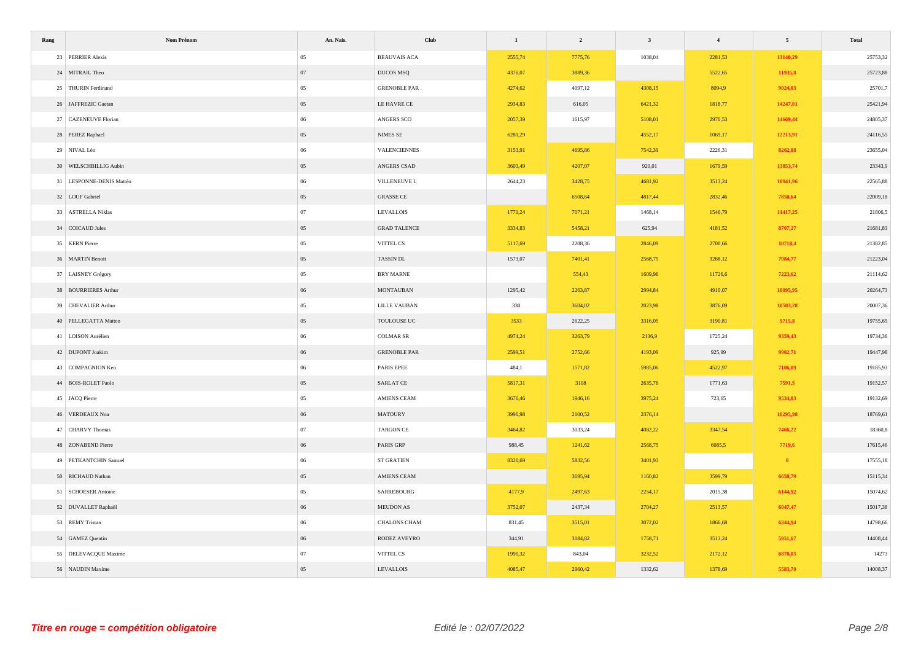| Rang | Nom Prénom | An. Nais. | Club | 1 | 2 | 3 | 4 | 5 | Total |
|---|---|---|---|---|---|---|---|---|---|
| 23 | PERRIER Alexis | 05 | BEAUVAIS ACA | 2555,74 | 7775,76 | 1038,04 | 2281,53 | **13140,29** | 25753,32 |
| 24 | MITRAIL Theo | 07 | DUCOS MSQ | 4376,07 | 3889,36 | | 5522,65 | **11935,8** | 25723,88 |
| 25 | THURIN Ferdinand | 05 | GRENOBLE PAR | 4274,62 | 4097,12 | 4308,15 | 8094,9 | **9024,03** | 25701,7 |
| 26 | JAFFREZIC Gaetan | 05 | LE HAVRE CE | 2934,83 | 616,05 | 6421,32 | 1818,77 | **14247,01** | 25421,94 |
| 27 | CAZENEUVE Florian | 06 | ANGERS SCO | 2057,39 | 1615,97 | 5108,01 | 2970,53 | **14669,44** | 24805,37 |
| 28 | PEREZ Raphael | 05 | NIMES SE | 6281,29 | | 4552,17 | 1069,17 | **12213,91** | 24116,55 |
| 29 | NIVAL Léo | 06 | VALENCIENNES | 3153,91 | 4695,86 | 7542,39 | 2226,31 | **8262,88** | 23655,04 |
| 30 | WELSCHBILLIG Aubin | 05 | ANGERS CSAD | 3603,49 | 4207,07 | 920,01 | 1679,59 | **13853,74** | 23343,9 |
| 31 | LESPONNE-DENIS Mattéo | 06 | VILLENEUVE L | 2644,23 | 3428,75 | 4681,92 | 3513,24 | **10941,96** | 22565,88 |
| 32 | LOUF Gabriel | 05 | GRASSE CE | | 6508,64 | 4817,44 | 2832,46 | **7850,64** | 22009,18 |
| 33 | ASTRELLA Niklas | 07 | LEVALLOIS | 1771,24 | 7071,21 | 1468,14 | 1546,79 | **11417,25** | 21806,5 |
| 34 | COICAUD Jules | 05 | GRAD TALENCE | 3334,83 | 5458,21 | 625,94 | 4181,52 | **8707,27** | 21681,83 |
| 35 | KERN Pierre | 05 | VITTEL CS | 5117,69 | 2208,36 | 2846,09 | 2700,66 | **10718,4** | 21382,85 |
| 36 | MARTIN Benoit | 05 | TASSIN DL | 1573,07 | 7401,41 | 2568,75 | 3268,12 | **7984,77** | 21223,04 |
| 37 | LAISNEY Grégory | 05 | BRY MARNE | | 554,43 | 1609,96 | 11726,6 | **7223,62** | 21114,62 |
| 38 | BOURRIERES Arthur | 06 | MONTAUBAN | 1295,42 | 2263,87 | 2994,84 | 4910,07 | **10095,95** | 20264,73 |
| 39 | CHEVALIER Arthur | 05 | LILLE VAUBAN | 330 | 3604,02 | 2023,98 | 3876,09 | **10503,28** | 20007,36 |
| 40 | PELLEGATTA Matteo | 05 | TOULOUSE UC | 3533 | 2622,25 | 3316,05 | 3190,81 | **9715,8** | 19755,65 |
| 41 | LOISON Aurélien | 06 | COLMAR SR | 4974,24 | 3263,79 | 2136,9 | 1725,24 | **9359,43** | 19734,36 |
| 42 | DUPONT Joakim | 06 | GRENOBLE PAR | 2599,51 | 2752,66 | 4193,09 | 925,99 | **9902,71** | 19447,98 |
| 43 | COMPAGNION Keo | 06 | PARIS EPEE | 484,1 | 1571,82 | 5985,06 | 4522,97 | **7106,09** | 19185,93 |
| 44 | BOIS-ROLET Paolo | 05 | SARLAT CE | 5817,31 | 3108 | 2635,76 | 1771,63 | **7591,5** | 19152,57 |
| 45 | JACQ Pierre | 05 | AMIENS CEAM | 3676,46 | 1946,16 | 3975,24 | 723,65 | **9534,83** | 19132,69 |
| 46 | VERDEAUX Noa | 06 | MATOURY | 3996,98 | 2100,52 | 2376,14 | | **10295,98** | 18769,61 |
| 47 | CHARVY Thomas | 07 | TARGON CE | 3464,82 | 3033,24 | 4082,22 | 3347,54 | **7466,22** | 18360,8 |
| 48 | ZONABEND Pierre | 06 | PARIS GRP | 988,45 | 1241,62 | 2568,75 | 6085,5 | **7719,6** | 17615,46 |
| 49 | PETKANTCHIN Samuel | 06 | ST GRATIEN | 8320,69 | 5832,56 | 3401,93 | | **0** | 17555,18 |
| 50 | RICHAUD Nathan | 05 | AMIENS CEAM | | 3695,94 | 1160,82 | 3599,79 | **6658,79** | 15115,34 |
| 51 | SCHOESER Antoine | 05 | SARREBOURG | 4177,9 | 2497,63 | 2254,17 | 2015,38 | **6144,92** | 15074,62 |
| 52 | DUVALLET Raphaël | 06 | MEUDON AS | 3752,07 | 2437,34 | 2704,27 | 2513,57 | **6047,47** | 15017,38 |
| 53 | REMY Tristan | 06 | CHALONS CHAM | 831,45 | 3515,01 | 3072,02 | 1866,68 | **6344,94** | 14798,66 |
| 54 | GAMEZ Quentin | 06 | RODEZ AVEYRO | 344,91 | 3184,82 | 1758,71 | 3513,24 | **5951,67** | 14408,44 |
| 55 | DELEVACQUE Maxime | 07 | VITTEL CS | 1990,32 | 843,04 | 3232,52 | 2172,12 | **6878,05** | 14273 |
| 56 | NAUDIN Maxime | 05 | LEVALLOIS | 4085,47 | 2960,42 | 1332,62 | 1378,69 | **5583,79** | 14008,37 |

***Titre en rouge = compétition obligatoire***

*Edité le : 02/07/2022*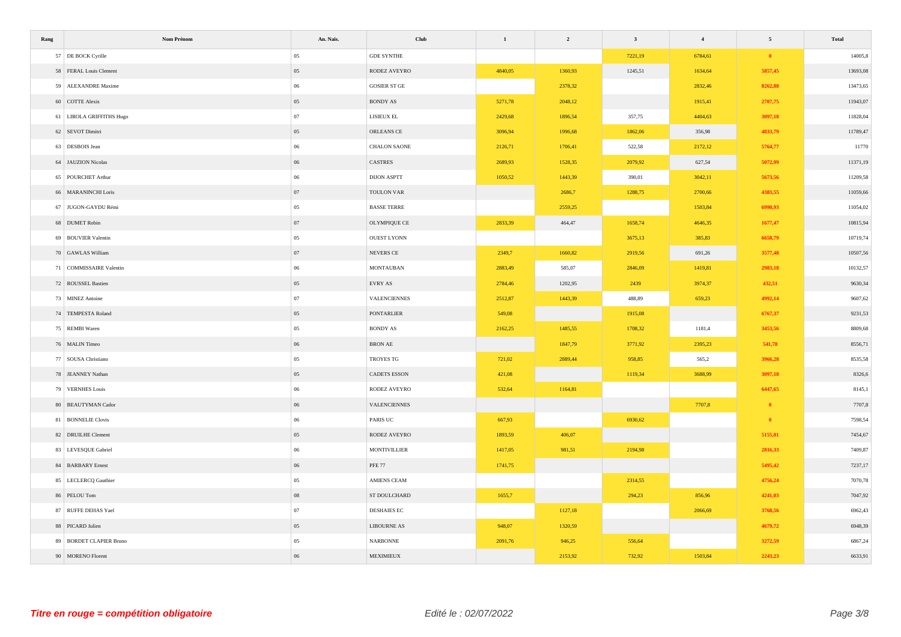| Rang | Nom Prénom | An. Nais. | Club | 1 | 2 | 3 | 4 | 5 | Total |
|---|---|---|---|---|---|---|---|---|---|
| 57 | DE BOCK Cyrille | 05 | GDE SYNTHE | | | 7221,19 | 6784,61 | 0 | 14005,8 |
| 58 | FERAL Louis Clement | 05 | RODEZ AVEYRO | 4840,05 | 1360,93 | 1245,51 | 1634,64 | 5857,45 | 13693,08 |
| 59 | ALEXANDRE Maxime | 06 | GOSIER ST GE | | 2378,32 | | 2832,46 | 8262,88 | 13473,65 |
| 60 | COTTE Alexis | 05 | BONDY AS | 5271,78 | 2048,12 | | 1915,41 | 2707,75 | 11943,07 |
| 61 | LIROLA GRIFFITHS Hugo | 07 | LISIEUX EL | 2429,68 | 1896,54 | 357,75 | 4404,63 | 3097,18 | 11828,04 |
| 62 | SEVOT Dimitri | 05 | ORLEANS CE | 3096,94 | 1996,68 | 1862,06 | 356,98 | 4833,79 | 11789,47 |
| 63 | DESBOIS Jean | 06 | CHALON SAONE | 2126,71 | 1706,41 | 522,58 | 2172,12 | 5764,77 | 11770 |
| 64 | JAUZION Nicolas | 06 | CASTRES | 2689,93 | 1528,35 | 2079,92 | 627,54 | 5072,99 | 11371,19 |
| 65 | POURCHET Arthur | 06 | DIJON ASPTT | 1050,52 | 1443,39 | 390,01 | 3042,11 | 5673,56 | 11209,58 |
| 66 | MARANINCHI Loris | 07 | TOULON VAR | | 2686,7 | 1288,75 | 2700,66 | 4383,55 | 11059,66 |
| 67 | JUGON-GAYDU Rémi | 05 | BASSE TERRE | | 2559,25 | | 1503,84 | 6990,93 | 11054,02 |
| 68 | DUMET Robin | 07 | OLYMPIQUE CE | 2833,39 | 464,47 | 1658,74 | 4646,35 | 1677,47 | 10815,94 |
| 69 | BOUVIER Valentin | 05 | OUEST LYONN | | | 3675,13 | 385,83 | 6658,79 | 10719,74 |
| 70 | GAWLAS William | 07 | NEVERS CE | 2349,7 | 1660,82 | 2919,56 | 691,26 | 3577,48 | 10507,56 |
| 71 | COMMISSAIRE Valentin | 06 | MONTAUBAN | 2883,49 | 585,07 | 2846,09 | 1419,81 | 2983,18 | 10132,57 |
| 72 | ROUSSEL Bastien | 05 | EVRY AS | 2784,46 | 1202,95 | 2439 | 3974,37 | 432,51 | 9630,34 |
| 73 | MINEZ Antoine | 07 | VALENCIENNES | 2512,87 | 1443,39 | 488,89 | 659,23 | 4992,14 | 9607,62 |
| 74 | TEMPESTA Roland | 05 | PONTARLIER | 549,08 | | 1915,08 | | 6767,37 | 9231,53 |
| 75 | REMBI Waren | 05 | BONDY AS | 2162,25 | 1485,55 | 1708,32 | 1181,4 | 3453,56 | 8809,68 |
| 76 | MALIN Timeo | 06 | BRON AE | | 1847,79 | 3771,92 | 2395,23 | 541,78 | 8556,71 |
| 77 | SOUSA Christiano | 05 | TROYES TG | 721,02 | 2889,44 | 958,85 | 565,2 | 3966,28 | 8535,58 |
| 78 | JEANNEY Nathan | 05 | CADETS ESSON | 421,08 | | 1119,34 | 3688,99 | 3097,18 | 8326,6 |
| 79 | VERNHES Louis | 06 | RODEZ AVEYRO | 532,64 | 1164,81 | | | 6447,65 | 8145,1 |
| 80 | BEAUTYMAN Cador | 06 | VALENCIENNES | | | | 7707,8 | 0 | 7707,8 |
| 81 | BONNELIE Clovis | 06 | PARIS UC | 667,93 | | 6930,62 | | 0 | 7598,54 |
| 82 | DRUILHE Clement | 05 | RODEZ AVEYRO | 1893,59 | 406,07 | | | 5155,01 | 7454,67 |
| 83 | LEVESQUE Gabriel | 06 | MONTIVILLIER | 1417,05 | 981,51 | 2194,98 | | 2816,33 | 7409,87 |
| 84 | BARBARY Ernest | 06 | PFE 77 | 1741,75 | | | | 5495,42 | 7237,17 |
| 85 | LECLERCQ Gauthier | 05 | AMIENS CEAM | | | 2314,55 | | 4756,24 | 7070,78 |
| 86 | PELOU Tom | 08 | ST DOULCHARD | 1655,7 | | 294,23 | 856,96 | 4241,03 | 7047,92 |
| 87 | RUFFE DEHAS Yael | 07 | DESHAIES EC | | 1127,18 | | 2066,69 | 3768,56 | 6962,43 |
| 88 | PICARD Julien | 05 | LIBOURNE AS | 948,07 | 1320,59 | | | 4679,72 | 6948,39 |
| 89 | BORDET CLAPIER Bruno | 05 | NARBONNE | 2091,76 | 946,25 | 556,64 | | 3272,59 | 6867,24 |
| 90 | MORENO Florent | 06 | MEXIMIEUX | | 2153,92 | 732,92 | 1503,84 | 2243,23 | 6633,91 |

*Titre en rouge = compétition obligatoire*

*Edité le : 02/07/2022*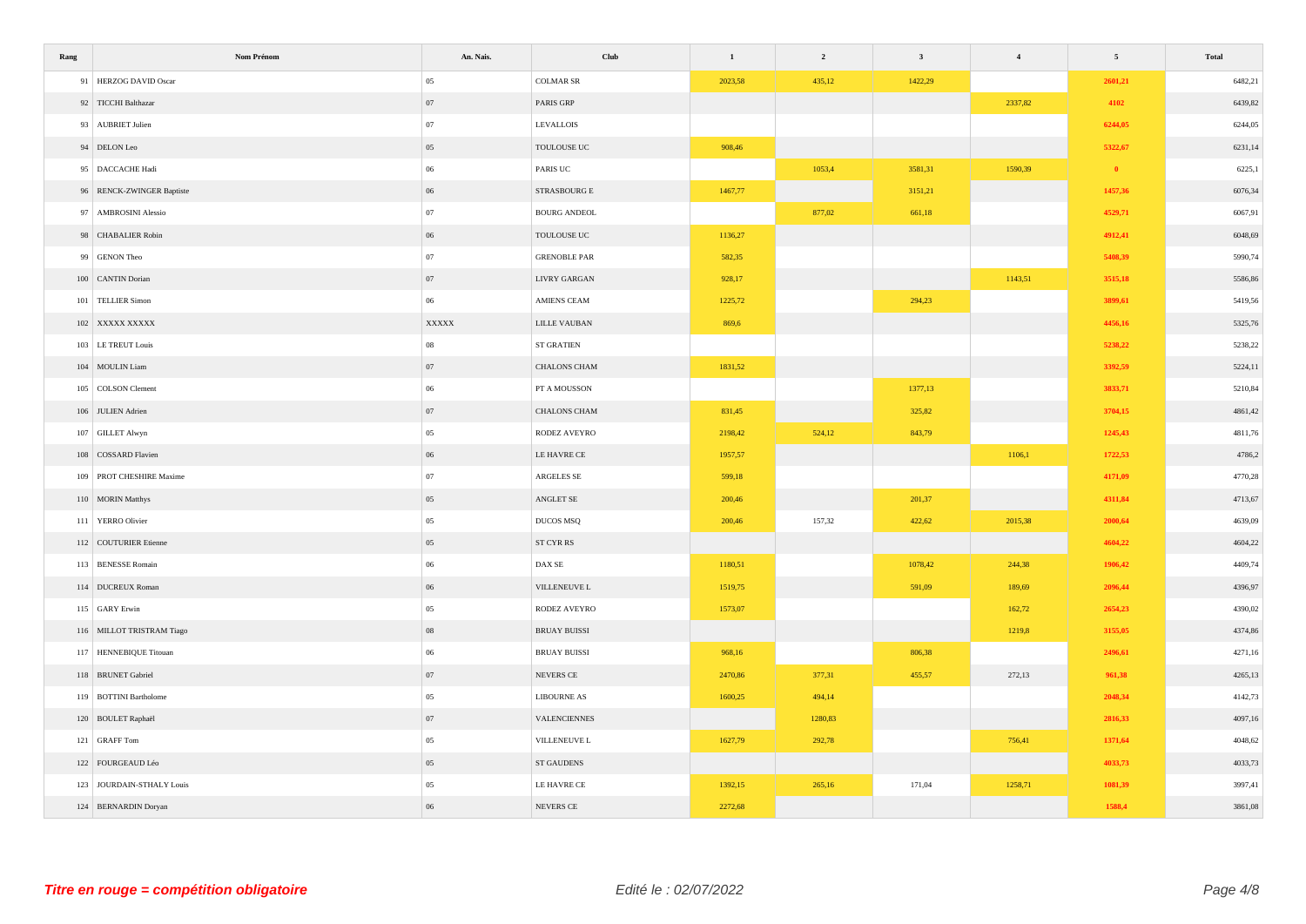| Rang | Nom Prénom | An. Nais. | Club | 1 | 2 | 3 | 4 | 5 | Total |
|---|---|---|---|---|---|---|---|---|---|
| 91 | HERZOG DAVID Oscar | 05 | COLMAR SR | 2023,58 | 435,12 | 1422,29 | | 2601,21 | 6482,21 |
| 92 | TICCHI Balthazar | 07 | PARIS GRP | | | | 2337,82 | 4102 | 6439,82 |
| 93 | AUBRIET Julien | 07 | LEVALLOIS | | | | | 6244,05 | 6244,05 |
| 94 | DELON Leo | 05 | TOULOUSE UC | 908,46 | | | | 5322,67 | 6231,14 |
| 95 | DACCACHE Hadi | 06 | PARIS UC | | 1053,4 | 3581,31 | 1590,39 | 0 | 6225,1 |
| 96 | RENCK-ZWINGER Baptiste | 06 | STRASBOURG E | 1467,77 | | 3151,21 | | 1457,36 | 6076,34 |
| 97 | AMBROSINI Alessio | 07 | BOURG ANDEOL | | 877,02 | 661,18 | | 4529,71 | 6067,91 |
| 98 | CHABALIER Robin | 06 | TOULOUSE UC | 1136,27 | | | | 4912,41 | 6048,69 |
| 99 | GENON Theo | 07 | GRENOBLE PAR | 582,35 | | | | 5408,39 | 5990,74 |
| 100 | CANTIN Dorian | 07 | LIVRY GARGAN | 928,17 | | | 1143,51 | 3515,18 | 5586,86 |
| 101 | TELLIER Simon | 06 | AMIENS CEAM | 1225,72 | | 294,23 | | 3899,61 | 5419,56 |
| 102 | XXXXX XXXXX | XXXXX | LILLE VAUBAN | 869,6 | | | | 4456,16 | 5325,76 |
| 103 | LE TREUT Louis | 08 | ST GRATIEN | | | | | 5238,22 | 5238,22 |
| 104 | MOULIN Liam | 07 | CHALONS CHAM | 1831,52 | | | | 3392,59 | 5224,11 |
| 105 | COLSON Clement | 06 | PT A MOUSSON | | | 1377,13 | | 3833,71 | 5210,84 |
| 106 | JULIEN Adrien | 07 | CHALONS CHAM | 831,45 | | 325,82 | | 3704,15 | 4861,42 |
| 107 | GILLET Alwyn | 05 | RODEZ AVEYRO | 2198,42 | 524,12 | 843,79 | | 1245,43 | 4811,76 |
| 108 | COSSARD Flavien | 06 | LE HAVRE CE | 1957,57 | | | 1106,1 | 1722,53 | 4786,2 |
| 109 | PROT CHESHIRE Maxime | 07 | ARGELES SE | 599,18 | | | | 4171,09 | 4770,28 |
| 110 | MORIN Matthys | 05 | ANGLET SE | 200,46 | | 201,37 | | 4311,84 | 4713,67 |
| 111 | YERRO Olivier | 05 | DUCOS MSQ | 200,46 | 157,32 | 422,62 | 2015,38 | 2000,64 | 4639,09 |
| 112 | COUTURIER Etienne | 05 | ST CYR RS | | | | | 4604,22 | 4604,22 |
| 113 | BENESSE Romain | 06 | DAX SE | 1180,51 | | 1078,42 | 244,38 | 1906,42 | 4409,74 |
| 114 | DUCREUX Roman | 06 | VILLENEUVE L | 1519,75 | | 591,09 | 189,69 | 2096,44 | 4396,97 |
| 115 | GARY Erwin | 05 | RODEZ AVEYRO | 1573,07 | | | 162,72 | 2654,23 | 4390,02 |
| 116 | MILLOT TRISTRAM Tiago | 08 | BRUAY BUISSI | | | | 1219,8 | 3155,05 | 4374,86 |
| 117 | HENNEBIQUE Titouan | 06 | BRUAY BUISSI | 968,16 | | 806,38 | | 2496,61 | 4271,16 |
| 118 | BRUNET Gabriel | 07 | NEVERS CE | 2470,86 | 377,31 | 455,57 | 272,13 | 961,38 | 4265,13 |
| 119 | BOTTINI Bartholome | 05 | LIBOURNE AS | 1600,25 | 494,14 | | | 2048,34 | 4142,73 |
| 120 | BOULET Raphaël | 07 | VALENCIENNES | | 1280,83 | | | 2816,33 | 4097,16 |
| 121 | GRAFF Tom | 05 | VILLENEUVE L | 1627,79 | 292,78 | | 756,41 | 1371,64 | 4048,62 |
| 122 | FOURGEAUD Léo | 05 | ST GAUDENS | | | | | 4033,73 | 4033,73 |
| 123 | JOURDAIN-STHALY Louis | 05 | LE HAVRE CE | 1392,15 | 265,16 | 171,04 | 1258,71 | 1081,39 | 3997,41 |
| 124 | BERNARDIN Doryan | 06 | NEVERS CE | 2272,68 | | | | 1588,4 | 3861,08 |

*Titre en rouge = compétition obligatoire*

*Edité le : 02/07/2022*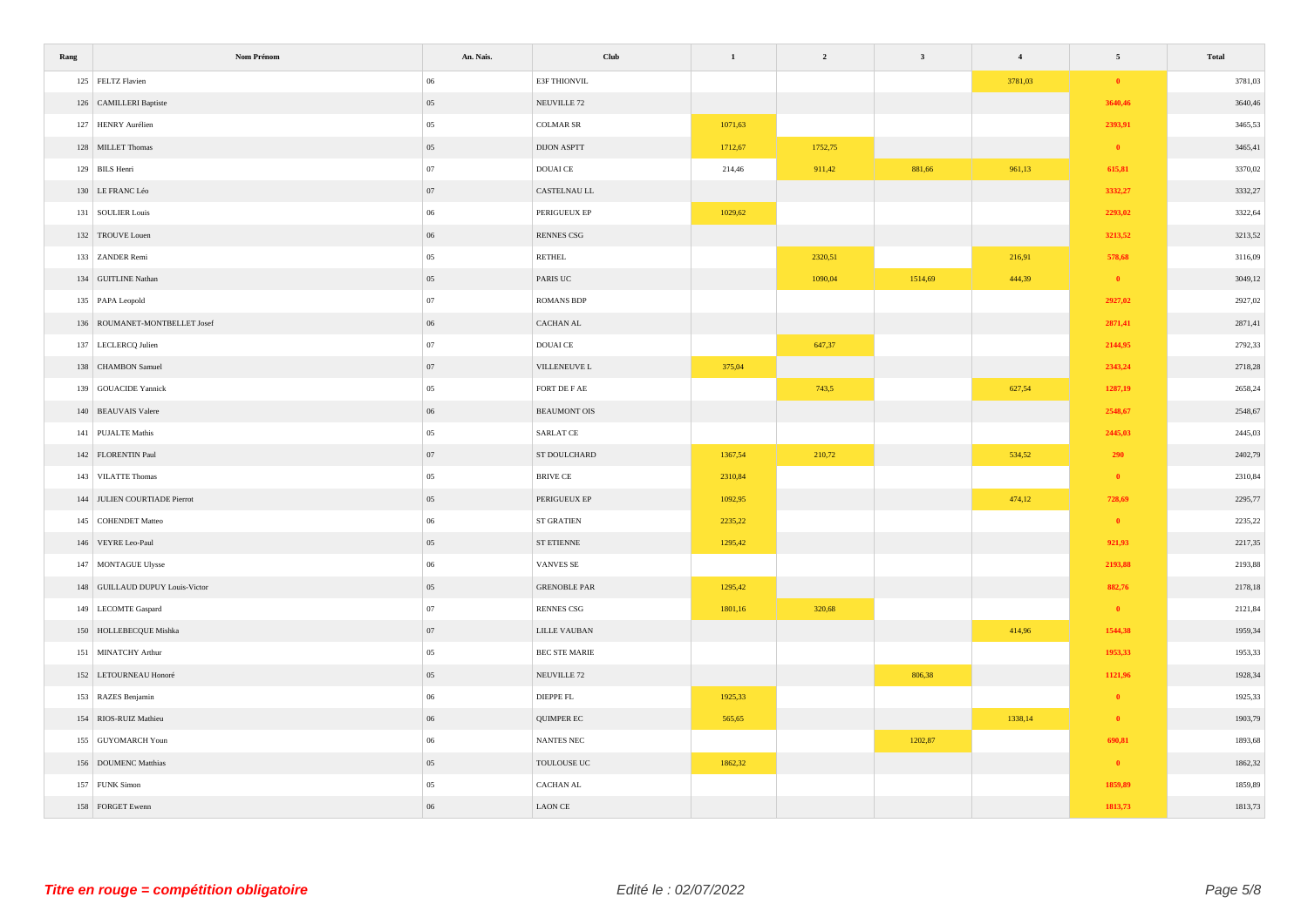| Rang | Nom Prénom | An. Nais. | Club | 1 | 2 | 3 | 4 | 5 | Total |
|---|---|---|---|---|---|---|---|---|---|
| 125 | FELTZ Flavien | 06 | E3F THIONVIL | | | | 3781,03 | 0 | 3781,03 |
| 126 | CAMILLERI Baptiste | 05 | NEUVILLE 72 | | | | | 3640,46 | 3640,46 |
| 127 | HENRY Aurélien | 05 | COLMAR SR | 1071,63 | | | | 2393,91 | 3465,53 |
| 128 | MILLET Thomas | 05 | DIJON ASPTT | 1712,67 | 1752,75 | | | 0 | 3465,41 |
| 129 | BILS Henri | 07 | DOUAI CE | 214,46 | 911,42 | 881,66 | 961,13 | 615,81 | 3370,02 |
| 130 | LE FRANC Léo | 07 | CASTELNAU LL | | | | | 3332,27 | 3332,27 |
| 131 | SOULIER Louis | 06 | PERIGUEUX EP | 1029,62 | | | | 2293,02 | 3322,64 |
| 132 | TROUVE Louen | 06 | RENNES CSG | | | | | 3213,52 | 3213,52 |
| 133 | ZANDER Remi | 05 | RETHEL | | 2320,51 | | 216,91 | 578,68 | 3116,09 |
| 134 | GUITLINE Nathan | 05 | PARIS UC | | 1090,04 | 1514,69 | 444,39 | 0 | 3049,12 |
| 135 | PAPA Leopold | 07 | ROMANS BDP | | | | | 2927,02 | 2927,02 |
| 136 | ROUMANET-MONTBELLET Josef | 06 | CACHAN AL | | | | | 2871,41 | 2871,41 |
| 137 | LECLERCQ Julien | 07 | DOUAI CE | | 647,37 | | | 2144,95 | 2792,33 |
| 138 | CHAMBON Samuel | 07 | VILLENEUVE L | 375,04 | | | | 2343,24 | 2718,28 |
| 139 | GOUACIDE Yannick | 05 | FORT DE F AE | | 743,5 | | 627,54 | 1287,19 | 2658,24 |
| 140 | BEAUVAIS Valere | 06 | BEAUMONT OIS | | | | | 2548,67 | 2548,67 |
| 141 | PUJALTE Mathis | 05 | SARLAT CE | | | | | 2445,03 | 2445,03 |
| 142 | FLORENTIN Paul | 07 | ST DOULCHARD | 1367,54 | 210,72 | | 534,52 | 290 | 2402,79 |
| 143 | VILATTE Thomas | 05 | BRIVE CE | 2310,84 | | | | 0 | 2310,84 |
| 144 | JULIEN COURTIADE Pierrot | 05 | PERIGUEUX EP | 1092,95 | | | 474,12 | 728,69 | 2295,77 |
| 145 | COHENDET Matteo | 06 | ST GRATIEN | 2235,22 | | | | 0 | 2235,22 |
| 146 | VEYRE Leo-Paul | 05 | ST ETIENNE | 1295,42 | | | | 921,93 | 2217,35 |
| 147 | MONTAGUE Ulysse | 06 | VANVES SE | | | | | 2193,88 | 2193,88 |
| 148 | GUILLAUD DUPUY Louis-Victor | 05 | GRENOBLE PAR | 1295,42 | | | | 882,76 | 2178,18 |
| 149 | LECOMTE Gaspard | 07 | RENNES CSG | 1801,16 | 320,68 | | | 0 | 2121,84 |
| 150 | HOLLEBECQUE Mishka | 07 | LILLE VAUBAN | | | | 414,96 | 1544,38 | 1959,34 |
| 151 | MINATCHY Arthur | 05 | BEC STE MARIE | | | | | 1953,33 | 1953,33 |
| 152 | LETOURNEAU Honoré | 05 | NEUVILLE 72 | | | 806,38 | | 1121,96 | 1928,34 |
| 153 | RAZES Benjamin | 06 | DIEPPE FL | 1925,33 | | | | 0 | 1925,33 |
| 154 | RIOS-RUIZ Mathieu | 06 | QUIMPER EC | 565,65 | | | 1338,14 | 0 | 1903,79 |
| 155 | GUYOMARCH Youn | 06 | NANTES NEC | | | 1202,87 | | 690,81 | 1893,68 |
| 156 | DOUMENC Matthias | 05 | TOULOUSE UC | 1862,32 | | | | 0 | 1862,32 |
| 157 | FUNK Simon | 05 | CACHAN AL | | | | | 1859,89 | 1859,89 |
| 158 | FORGET Ewenn | 06 | LAON CE | | | | | 1813,73 | 1813,73 |

***Titre en rouge = compétition obligatoire***

*Edité le : 02/07/2022*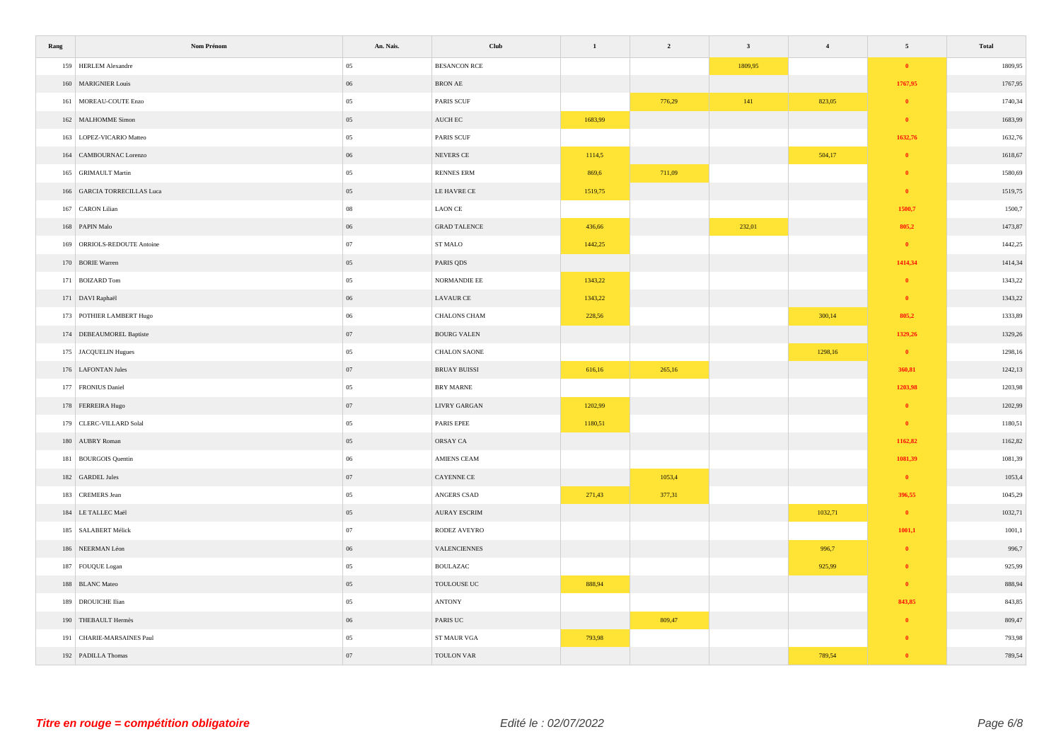| Rang | Nom Prénom | An. Nais. | Club | 1 | 2 | 3 | 4 | 5 | Total |
|---|---|---|---|---|---|---|---|---|---|
| 159 | HERLEM Alexandre | 05 | BESANCON RCE | | | 1809,95 | | 0 | 1809,95 |
| 160 | MARIGNIER Louis | 06 | BRON AE | | | | | 1767,95 | 1767,95 |
| 161 | MOREAU-COUTE Enzo | 05 | PARIS SCUF | | 776,29 | 141 | 823,05 | 0 | 1740,34 |
| 162 | MALHOMME Simon | 05 | AUCH EC | 1683,99 | | | | 0 | 1683,99 |
| 163 | LOPEZ-VICARIO Matteo | 05 | PARIS SCUF | | | | | 1632,76 | 1632,76 |
| 164 | CAMBOURNAC Lorenzo | 06 | NEVERS CE | 1114,5 | | | 504,17 | 0 | 1618,67 |
| 165 | GRIMAULT Martin | 05 | RENNES ERM | 869,6 | 711,09 | | | 0 | 1580,69 |
| 166 | GARCIA TORRECILLAS Luca | 05 | LE HAVRE CE | 1519,75 | | | | 0 | 1519,75 |
| 167 | CARON Lilian | 08 | LAON CE | | | | | 1500,7 | 1500,7 |
| 168 | PAPIN Malo | 06 | GRAD TALENCE | 436,66 | | 232,01 | | 805,2 | 1473,87 |
| 169 | ORRIOLS-REDOUTE Antoine | 07 | ST MALO | 1442,25 | | | | 0 | 1442,25 |
| 170 | BORIE Warren | 05 | PARIS QDS | | | | | 1414,34 | 1414,34 |
| 171 | BOIZARD Tom | 05 | NORMANDIE EE | 1343,22 | | | | 0 | 1343,22 |
| 171 | DAVI Raphaël | 06 | LAVAUR CE | 1343,22 | | | | 0 | 1343,22 |
| 173 | POTHIER LAMBERT Hugo | 06 | CHALONS CHAM | 228,56 | | | 300,14 | 805,2 | 1333,89 |
| 174 | DEBEAUMOREL Baptiste | 07 | BOURG VALEN | | | | | 1329,26 | 1329,26 |
| 175 | JACQUELIN Hugues | 05 | CHALON SAONE | | | | 1298,16 | 0 | 1298,16 |
| 176 | LAFONTAN Jules | 07 | BRUAY BUISSI | 616,16 | 265,16 | | | 360,81 | 1242,13 |
| 177 | FRONIUS Daniel | 05 | BRY MARNE | | | | | 1203,98 | 1203,98 |
| 178 | FERREIRA Hugo | 07 | LIVRY GARGAN | 1202,99 | | | | 0 | 1202,99 |
| 179 | CLERC-VILLARD Solal | 05 | PARIS EPEE | 1180,51 | | | | 0 | 1180,51 |
| 180 | AUBRY Roman | 05 | ORSAY CA | | | | | 1162,82 | 1162,82 |
| 181 | BOURGOIS Quentin | 06 | AMIENS CEAM | | | | | 1081,39 | 1081,39 |
| 182 | GARDEL Jules | 07 | CAYENNE CE | | 1053,4 | | | 0 | 1053,4 |
| 183 | CREMERS Jean | 05 | ANGERS CSAD | 271,43 | 377,31 | | | 396,55 | 1045,29 |
| 184 | LE TALLEC Maël | 05 | AURAY ESCRIM | | | | 1032,71 | 0 | 1032,71 |
| 185 | SALABERT Mélick | 07 | RODEZ AVEYRO | | | | | 1001,1 | 1001,1 |
| 186 | NEERMAN Léon | 06 | VALENCIENNES | | | | 996,7 | 0 | 996,7 |
| 187 | FOUQUE Logan | 05 | BOULAZAC | | | | 925,99 | 0 | 925,99 |
| 188 | BLANC Mateo | 05 | TOULOUSE UC | 888,94 | | | | 0 | 888,94 |
| 189 | DROUICHE Ilian | 05 | ANTONY | | | | | 843,85 | 843,85 |
| 190 | THEBAULT Hermès | 06 | PARIS UC | | 809,47 | | | 0 | 809,47 |
| 191 | CHARIE-MARSAINES Paul | 05 | ST MAUR VGA | 793,98 | | | | 0 | 793,98 |
| 192 | PADILLA Thomas | 07 | TOULON VAR | | | | 789,54 | 0 | 789,54 |

*Titre en rouge = compétition obligatoire*

*Edité le : 02/07/2022*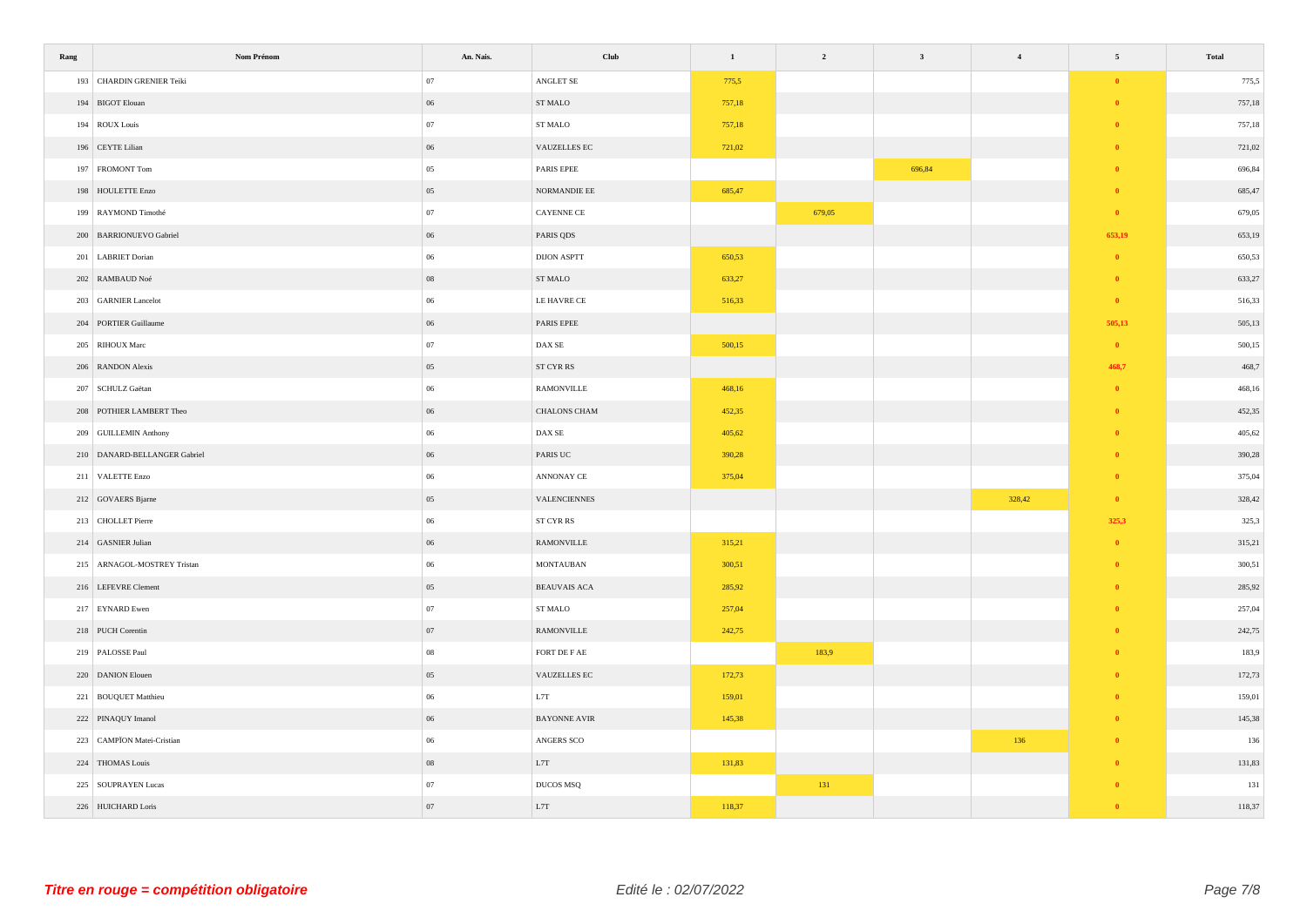| Rang | Nom Prénom | An. Nais. | Club | 1 | 2 | 3 | 4 | 5 | Total |
|---|---|---|---|---|---|---|---|---|---|
| 193 | CHARDIN GRENIER Teiki | 07 | ANGLET SE | 775,5 | | | | 0 | 775,5 |
| 194 | BIGOT Elouan | 06 | ST MALO | 757,18 | | | | 0 | 757,18 |
| 194 | ROUX Louis | 07 | ST MALO | 757,18 | | | | 0 | 757,18 |
| 196 | CEYTE Lilian | 06 | VAUZELLES EC | 721,02 | | | | 0 | 721,02 |
| 197 | FROMONT Tom | 05 | PARIS EPEE | | | 696,84 | | 0 | 696,84 |
| 198 | HOULETTE Enzo | 05 | NORMANDIE EE | 685,47 | | | | 0 | 685,47 |
| 199 | RAYMOND Timothé | 07 | CAYENNE CE | | 679,05 | | | 0 | 679,05 |
| 200 | BARRIONUEVO Gabriel | 06 | PARIS QDS | | | | | 653,19 | 653,19 |
| 201 | LABRIET Dorian | 06 | DIJON ASPTT | 650,53 | | | | 0 | 650,53 |
| 202 | RAMBAUD Noé | 08 | ST MALO | 633,27 | | | | 0 | 633,27 |
| 203 | GARNIER Lancelot | 06 | LE HAVRE CE | 516,33 | | | | 0 | 516,33 |
| 204 | PORTIER Guillaume | 06 | PARIS EPEE | | | | | 505,13 | 505,13 |
| 205 | RIHOUX Marc | 07 | DAX SE | 500,15 | | | | 0 | 500,15 |
| 206 | RANDON Alexis | 05 | ST CYR RS | | | | | 468,7 | 468,7 |
| 207 | SCHULZ Gaëtan | 06 | RAMONVILLE | 468,16 | | | | 0 | 468,16 |
| 208 | POTHIER LAMBERT Theo | 06 | CHALONS CHAM | 452,35 | | | | 0 | 452,35 |
| 209 | GUILLEMIN Anthony | 06 | DAX SE | 405,62 | | | | 0 | 405,62 |
| 210 | DANARD-BELLANGER Gabriel | 06 | PARIS UC | 390,28 | | | | 0 | 390,28 |
| 211 | VALETTE Enzo | 06 | ANNONAY CE | 375,04 | | | | 0 | 375,04 |
| 212 | GOVAERS Bjarne | 05 | VALENCIENNES | | | | 328,42 | 0 | 328,42 |
| 213 | CHOLLET Pierre | 06 | ST CYR RS | | | | | 325,3 | 325,3 |
| 214 | GASNIER Julian | 06 | RAMONVILLE | 315,21 | | | | 0 | 315,21 |
| 215 | ARNAGOL-MOSTREY Tristan | 06 | MONTAUBAN | 300,51 | | | | 0 | 300,51 |
| 216 | LEFEVRE Clement | 05 | BEAUVAIS ACA | 285,92 | | | | 0 | 285,92 |
| 217 | EYNARD Ewen | 07 | ST MALO | 257,04 | | | | 0 | 257,04 |
| 218 | PUCH Corentin | 07 | RAMONVILLE | 242,75 | | | | 0 | 242,75 |
| 219 | PALOSSE Paul | 08 | FORT DE F AE | | 183,9 | | | 0 | 183,9 |
| 220 | DANION Elouen | 05 | VAUZELLES EC | 172,73 | | | | 0 | 172,73 |
| 221 | BOUQUET Matthieu | 06 | L7T | 159,01 | | | | 0 | 159,01 |
| 222 | PINAQUY Imanol | 06 | BAYONNE AVIR | 145,38 | | | | 0 | 145,38 |
| 223 | CAMPÎON Matei-Cristian | 06 | ANGERS SCO | | | | 136 | 0 | 136 |
| 224 | THOMAS Louis | 08 | L7T | 131,83 | | | | 0 | 131,83 |
| 225 | SOUPRAYEN Lucas | 07 | DUCOS MSQ | | 131 | | | 0 | 131 |
| 226 | HUICHARD Loris | 07 | L7T | 118,37 | | | | 0 | 118,37 |

*Titre en rouge = compétition obligatoire*

*Edité le : 02/07/2022*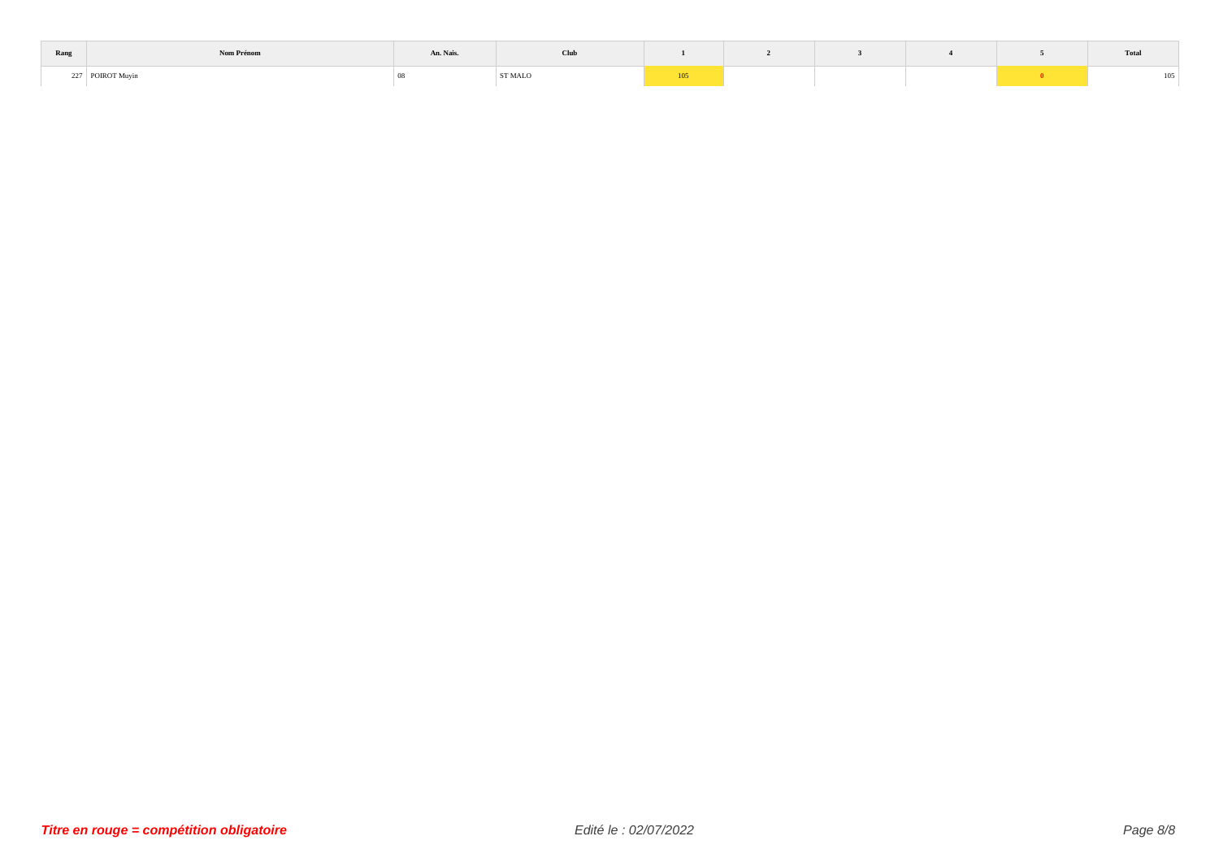| Rang | Nom Prénom | An. Nais. | Club | 1 | 2 | 3 | 4 | 5 | Total |
|---|---|---|---|---|---|---|---|---|---|
| 227 | POIROT Muyin | 08 | ST MALO | 105 | | | | 0 | 105 |

***Titre en rouge = compétition obligatoire***

*Edité le : 02/07/2022*